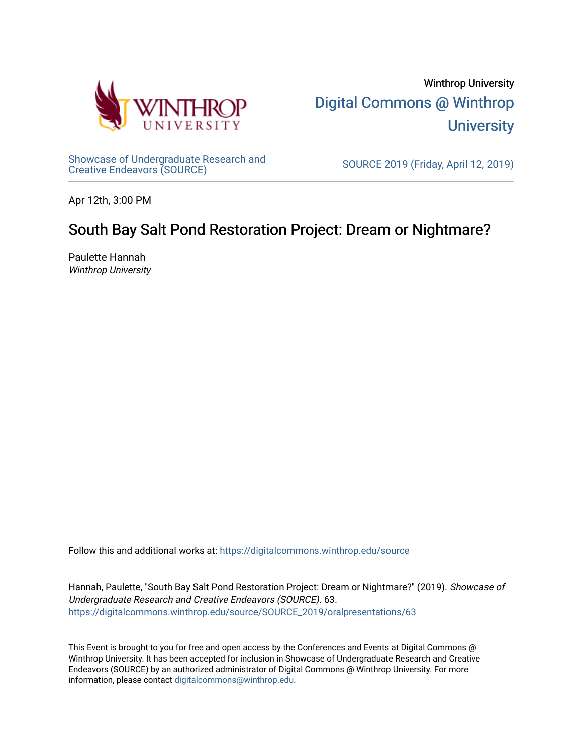Winthrop University

Digital Commons @ Winthrop University

Showcase of Undergraduate Research and Creative Endeavors (SOURCE)

SOURCE 2019 (Friday, April 12, 2019)

Apr 12th, 3:00 PM

# South Bay Salt Pond Restoration Project: Dream or Nightmare?

Paulette Hannah
*Winthrop University*

Follow this and additional works at: https://digitalcommons.winthrop.edu/source

Hannah, Paulette, "South Bay Salt Pond Restoration Project: Dream or Nightmare?" (2019). *Showcase of Undergraduate Research and Creative Endeavors (SOURCE)*. 63.
https://digitalcommons.winthrop.edu/source/SOURCE_2019/oralpresentations/63

This Event is brought to you for free and open access by the Conferences and Events at Digital Commons @ Winthrop University. It has been accepted for inclusion in Showcase of Undergraduate Research and Creative Endeavors (SOURCE) by an authorized administrator of Digital Commons @ Winthrop University. For more information, please contact digitalcommons@winthrop.edu.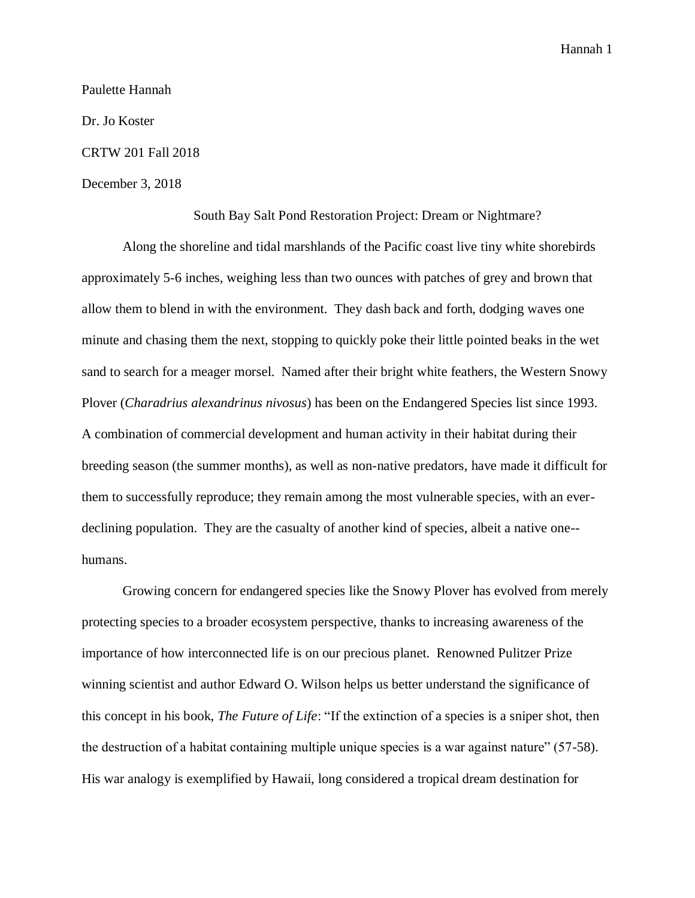Paulette Hannah

Dr. Jo Koster

CRTW 201 Fall 2018

December 3, 2018

South Bay Salt Pond Restoration Project: Dream or Nightmare?

Along the shoreline and tidal marshlands of the Pacific coast live tiny white shorebirds approximately 5-6 inches, weighing less than two ounces with patches of grey and brown that allow them to blend in with the environment. They dash back and forth, dodging waves one minute and chasing them the next, stopping to quickly poke their little pointed beaks in the wet sand to search for a meager morsel. Named after their bright white feathers, the Western Snowy Plover (*Charadrius alexandrinus nivosus*) has been on the Endangered Species list since 1993. A combination of commercial development and human activity in their habitat during their breeding season (the summer months), as well as non-native predators, have made it difficult for them to successfully reproduce; they remain among the most vulnerable species, with an ever-declining population. They are the casualty of another kind of species, albeit a native one--humans.

Growing concern for endangered species like the Snowy Plover has evolved from merely protecting species to a broader ecosystem perspective, thanks to increasing awareness of the importance of how interconnected life is on our precious planet. Renowned Pulitzer Prize winning scientist and author Edward O. Wilson helps us better understand the significance of this concept in his book, *The Future of Life*: "If the extinction of a species is a sniper shot, then the destruction of a habitat containing multiple unique species is a war against nature" (57-58). His war analogy is exemplified by Hawaii, long considered a tropical dream destination for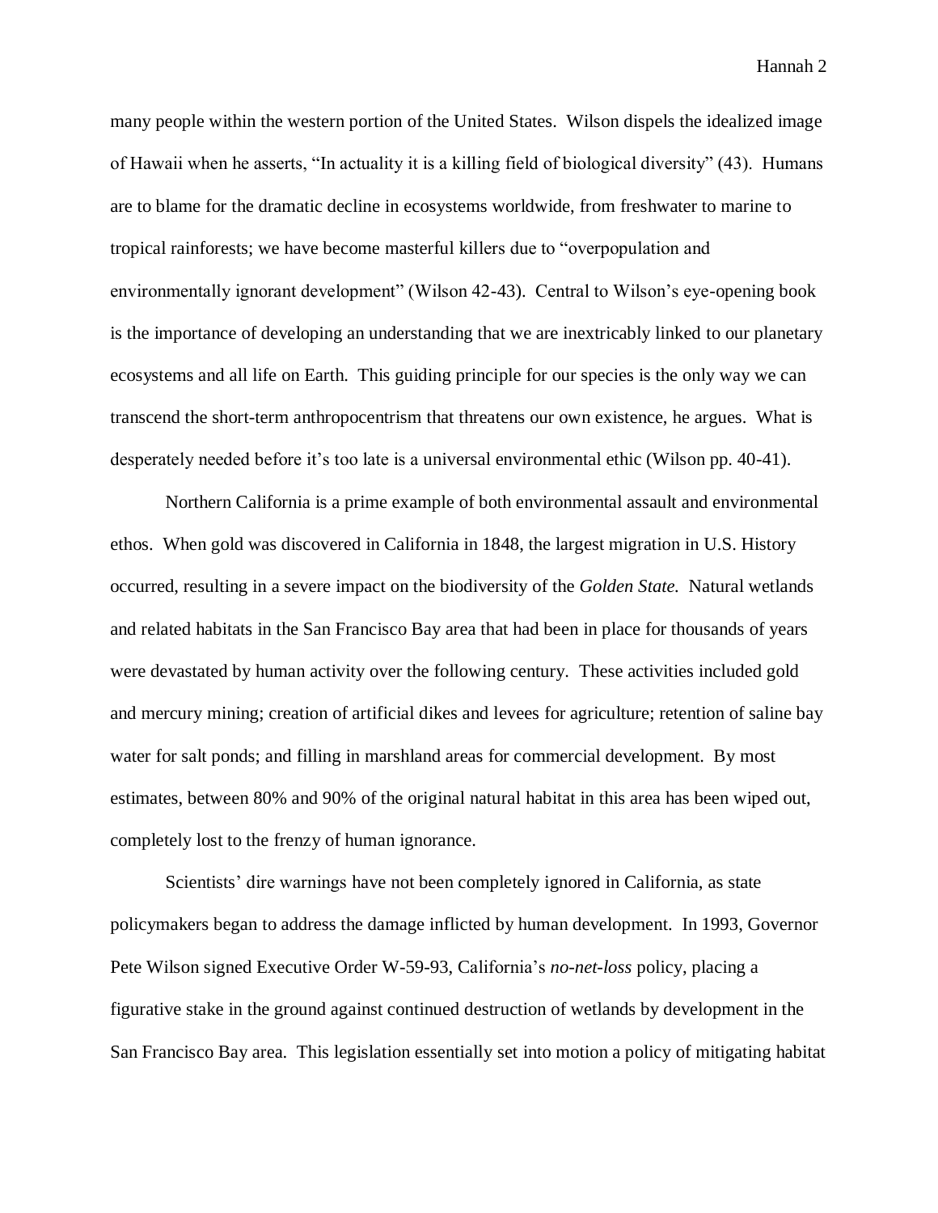many people within the western portion of the United States. Wilson dispels the idealized image of Hawaii when he asserts, "In actuality it is a killing field of biological diversity" (43). Humans are to blame for the dramatic decline in ecosystems worldwide, from freshwater to marine to tropical rainforests; we have become masterful killers due to "overpopulation and environmentally ignorant development" (Wilson 42-43). Central to Wilson's eye-opening book is the importance of developing an understanding that we are inextricably linked to our planetary ecosystems and all life on Earth. This guiding principle for our species is the only way we can transcend the short-term anthropocentrism that threatens our own existence, he argues. What is desperately needed before it's too late is a universal environmental ethic (Wilson pp. 40-41).

Northern California is a prime example of both environmental assault and environmental ethos. When gold was discovered in California in 1848, the largest migration in U.S. History occurred, resulting in a severe impact on the biodiversity of the *Golden State.* Natural wetlands and related habitats in the San Francisco Bay area that had been in place for thousands of years were devastated by human activity over the following century. These activities included gold and mercury mining; creation of artificial dikes and levees for agriculture; retention of saline bay water for salt ponds; and filling in marshland areas for commercial development. By most estimates, between 80% and 90% of the original natural habitat in this area has been wiped out, completely lost to the frenzy of human ignorance.

Scientists' dire warnings have not been completely ignored in California, as state policymakers began to address the damage inflicted by human development. In 1993, Governor Pete Wilson signed Executive Order W-59-93, California's *no-net-loss* policy, placing a figurative stake in the ground against continued destruction of wetlands by development in the San Francisco Bay area. This legislation essentially set into motion a policy of mitigating habitat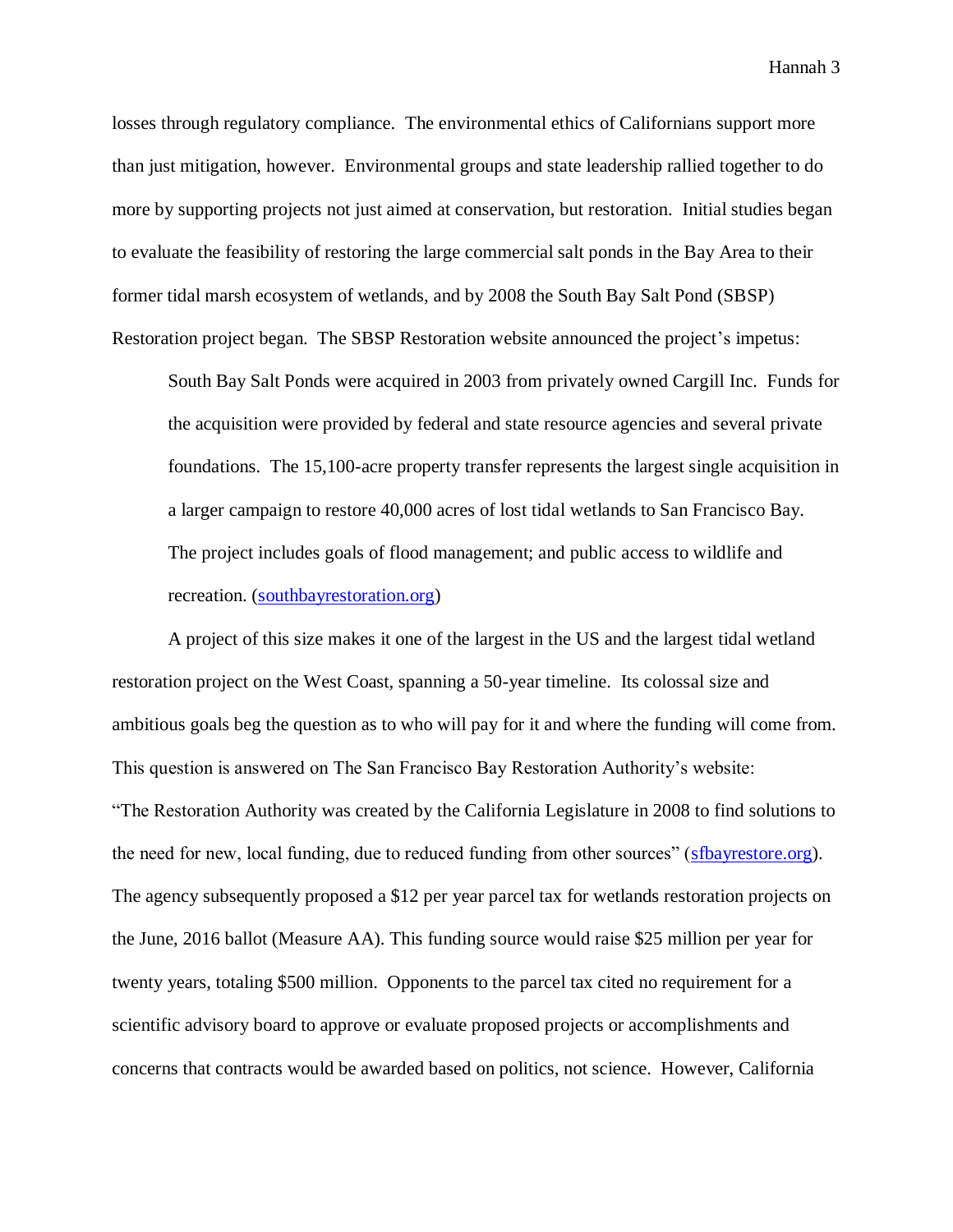losses through regulatory compliance. The environmental ethics of Californians support more than just mitigation, however. Environmental groups and state leadership rallied together to do more by supporting projects not just aimed at conservation, but restoration. Initial studies began to evaluate the feasibility of restoring the large commercial salt ponds in the Bay Area to their former tidal marsh ecosystem of wetlands, and by 2008 the South Bay Salt Pond (SBSP) Restoration project began. The SBSP Restoration website announced the project's impetus:

> South Bay Salt Ponds were acquired in 2003 from privately owned Cargill Inc. Funds for the acquisition were provided by federal and state resource agencies and several private foundations. The 15,100-acre property transfer represents the largest single acquisition in a larger campaign to restore 40,000 acres of lost tidal wetlands to San Francisco Bay. The project includes goals of flood management; and public access to wildlife and recreation. ([southbayrestoration.org](southbayrestoration.org))

A project of this size makes it one of the largest in the US and the largest tidal wetland restoration project on the West Coast, spanning a 50-year timeline. Its colossal size and ambitious goals beg the question as to who will pay for it and where the funding will come from. This question is answered on The San Francisco Bay Restoration Authority's website: "The Restoration Authority was created by the California Legislature in 2008 to find solutions to the need for new, local funding, due to reduced funding from other sources" ([sfbayrestore.org](sfbayrestore.org)). The agency subsequently proposed a $12 per year parcel tax for wetlands restoration projects on the June, 2016 ballot (Measure AA). This funding source would raise $25 million per year for twenty years, totaling $500 million. Opponents to the parcel tax cited no requirement for a scientific advisory board to approve or evaluate proposed projects or accomplishments and concerns that contracts would be awarded based on politics, not science. However, California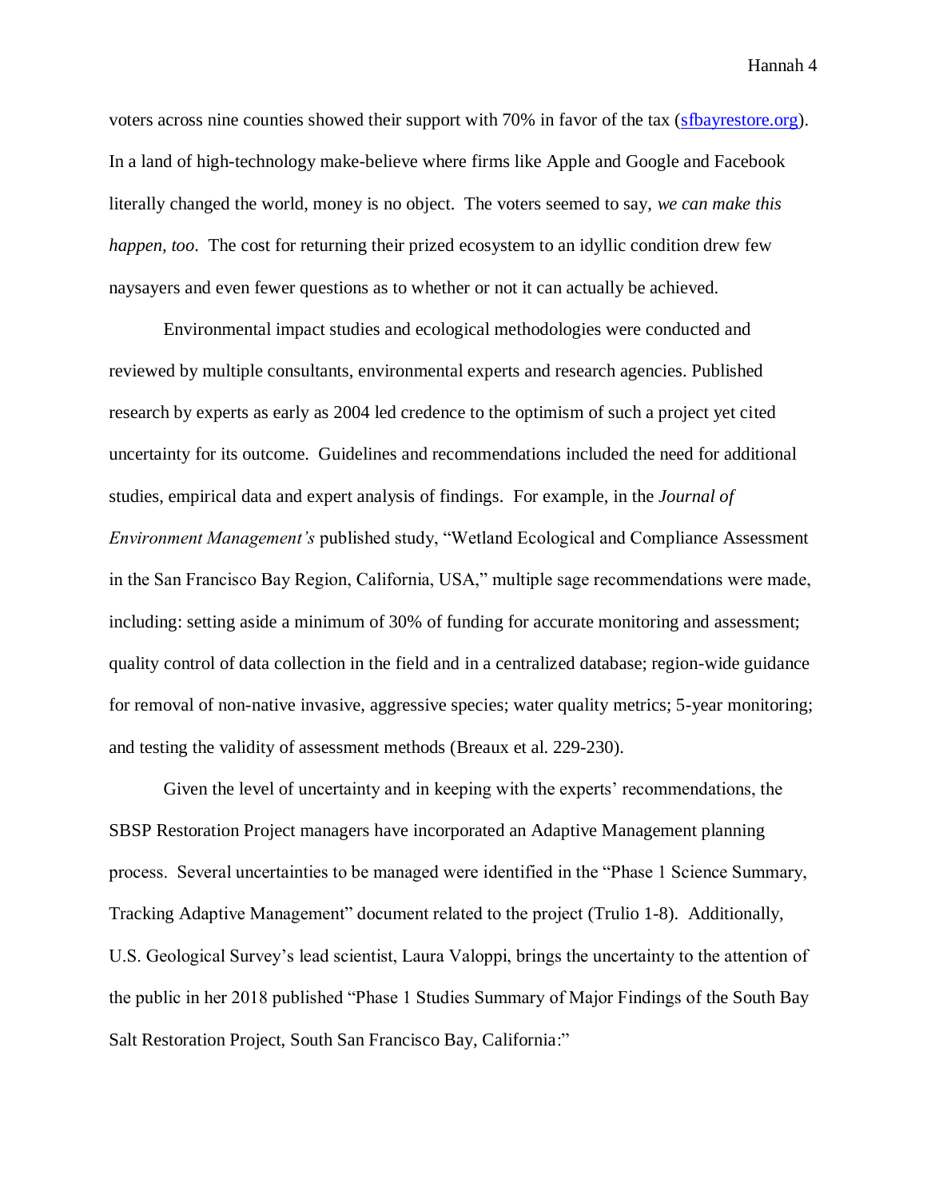voters across nine counties showed their support with 70% in favor of the tax (sfbayrestore.org). In a land of high-technology make-believe where firms like Apple and Google and Facebook literally changed the world, money is no object. The voters seemed to say, *we can make this happen, too*. The cost for returning their prized ecosystem to an idyllic condition drew few naysayers and even fewer questions as to whether or not it can actually be achieved.

Environmental impact studies and ecological methodologies were conducted and reviewed by multiple consultants, environmental experts and research agencies. Published research by experts as early as 2004 led credence to the optimism of such a project yet cited uncertainty for its outcome. Guidelines and recommendations included the need for additional studies, empirical data and expert analysis of findings. For example, in the *Journal of Environment Management's* published study, "Wetland Ecological and Compliance Assessment in the San Francisco Bay Region, California, USA," multiple sage recommendations were made, including: setting aside a minimum of 30% of funding for accurate monitoring and assessment; quality control of data collection in the field and in a centralized database; region-wide guidance for removal of non-native invasive, aggressive species; water quality metrics; 5-year monitoring; and testing the validity of assessment methods (Breaux et al. 229-230).

Given the level of uncertainty and in keeping with the experts' recommendations, the SBSP Restoration Project managers have incorporated an Adaptive Management planning process. Several uncertainties to be managed were identified in the "Phase 1 Science Summary, Tracking Adaptive Management" document related to the project (Trulio 1-8). Additionally, U.S. Geological Survey's lead scientist, Laura Valoppi, brings the uncertainty to the attention of the public in her 2018 published "Phase 1 Studies Summary of Major Findings of the South Bay Salt Restoration Project, South San Francisco Bay, California:"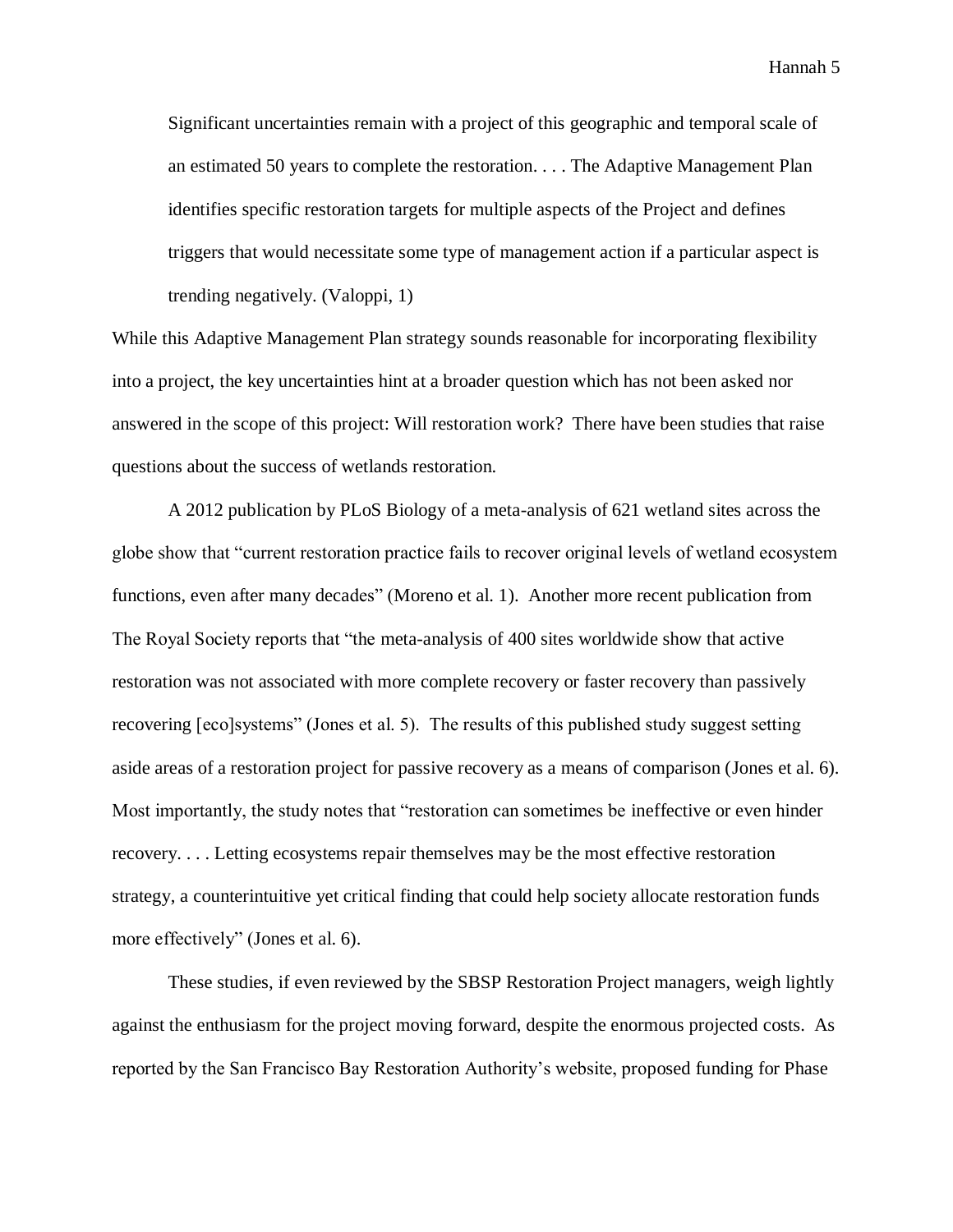> Significant uncertainties remain with a project of this geographic and temporal scale of an estimated 50 years to complete the restoration. . . . The Adaptive Management Plan identifies specific restoration targets for multiple aspects of the Project and defines triggers that would necessitate some type of management action if a particular aspect is trending negatively. (Valoppi, 1)

While this Adaptive Management Plan strategy sounds reasonable for incorporating flexibility into a project, the key uncertainties hint at a broader question which has not been asked nor answered in the scope of this project: Will restoration work? There have been studies that raise questions about the success of wetlands restoration.

A 2012 publication by PLoS Biology of a meta-analysis of 621 wetland sites across the globe show that "current restoration practice fails to recover original levels of wetland ecosystem functions, even after many decades" (Moreno et al. 1). Another more recent publication from The Royal Society reports that "the meta-analysis of 400 sites worldwide show that active restoration was not associated with more complete recovery or faster recovery than passively recovering [eco]systems" (Jones et al. 5). The results of this published study suggest setting aside areas of a restoration project for passive recovery as a means of comparison (Jones et al. 6). Most importantly, the study notes that "restoration can sometimes be ineffective or even hinder recovery. . . . Letting ecosystems repair themselves may be the most effective restoration strategy, a counterintuitive yet critical finding that could help society allocate restoration funds more effectively" (Jones et al. 6).

These studies, if even reviewed by the SBSP Restoration Project managers, weigh lightly against the enthusiasm for the project moving forward, despite the enormous projected costs. As reported by the San Francisco Bay Restoration Authority's website, proposed funding for Phase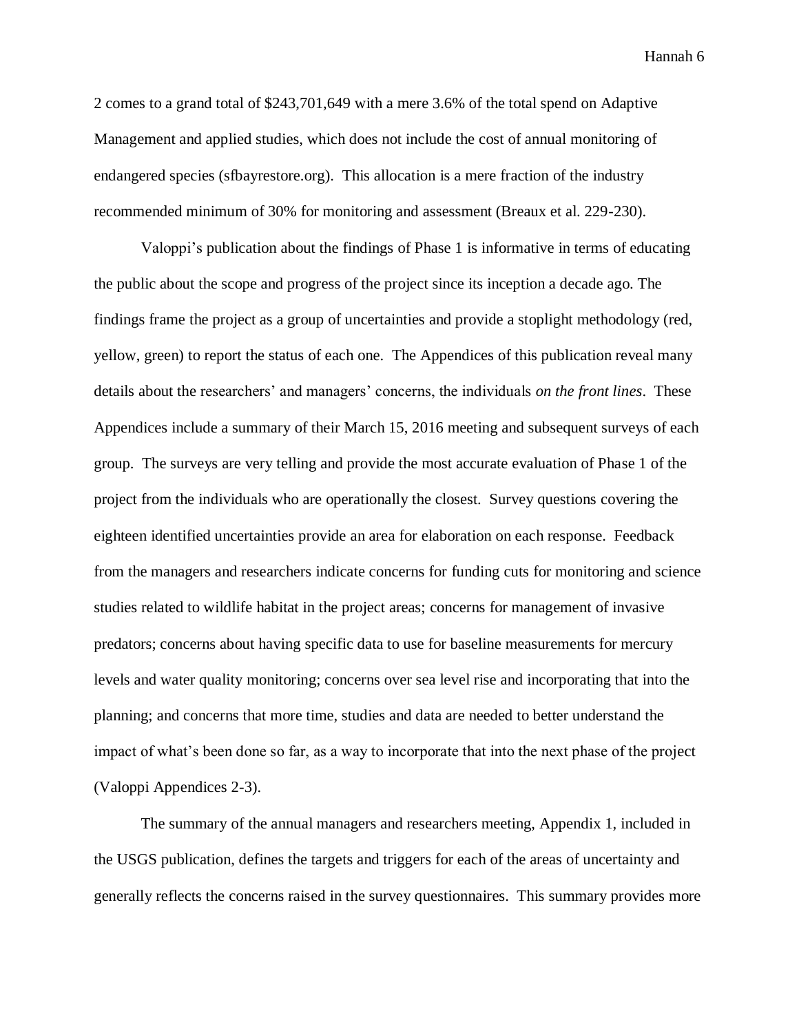2 comes to a grand total of $243,701,649 with a mere 3.6% of the total spend on Adaptive Management and applied studies, which does not include the cost of annual monitoring of endangered species (sfbayrestore.org). This allocation is a mere fraction of the industry recommended minimum of 30% for monitoring and assessment (Breaux et al. 229-230).

Valoppi's publication about the findings of Phase 1 is informative in terms of educating the public about the scope and progress of the project since its inception a decade ago. The findings frame the project as a group of uncertainties and provide a stoplight methodology (red, yellow, green) to report the status of each one. The Appendices of this publication reveal many details about the researchers' and managers' concerns, the individuals *on the front lines*. These Appendices include a summary of their March 15, 2016 meeting and subsequent surveys of each group. The surveys are very telling and provide the most accurate evaluation of Phase 1 of the project from the individuals who are operationally the closest. Survey questions covering the eighteen identified uncertainties provide an area for elaboration on each response. Feedback from the managers and researchers indicate concerns for funding cuts for monitoring and science studies related to wildlife habitat in the project areas; concerns for management of invasive predators; concerns about having specific data to use for baseline measurements for mercury levels and water quality monitoring; concerns over sea level rise and incorporating that into the planning; and concerns that more time, studies and data are needed to better understand the impact of what's been done so far, as a way to incorporate that into the next phase of the project (Valoppi Appendices 2-3).

The summary of the annual managers and researchers meeting, Appendix 1, included in the USGS publication, defines the targets and triggers for each of the areas of uncertainty and generally reflects the concerns raised in the survey questionnaires. This summary provides more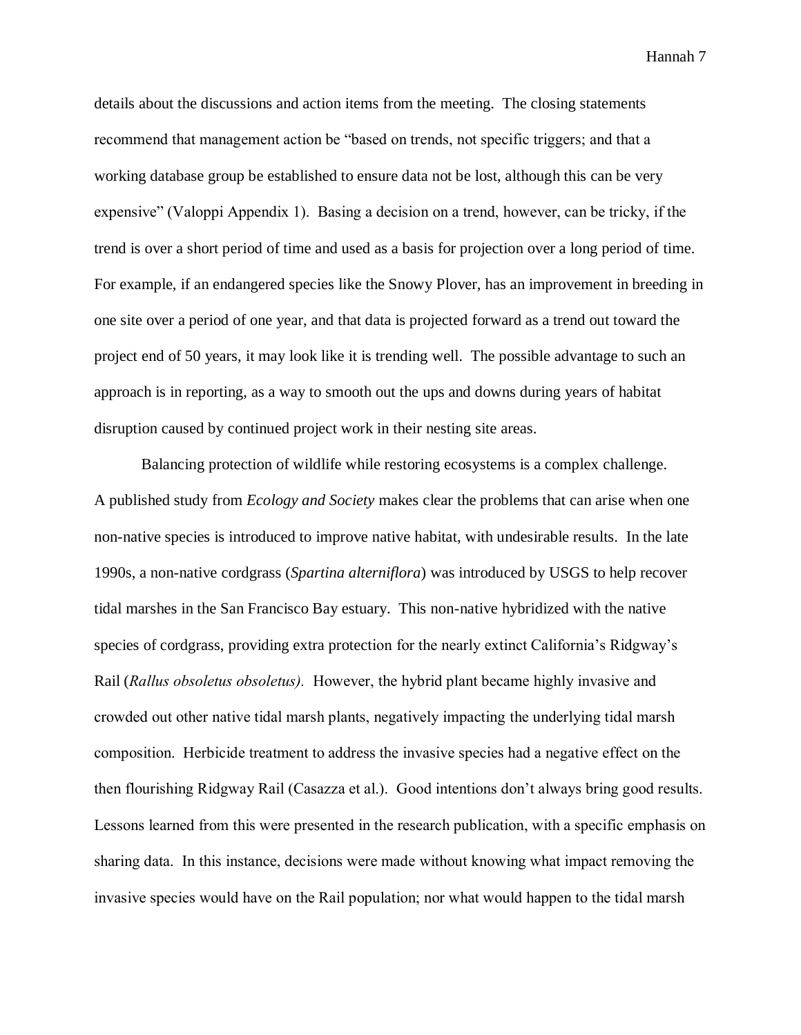details about the discussions and action items from the meeting. The closing statements recommend that management action be "based on trends, not specific triggers; and that a working database group be established to ensure data not be lost, although this can be very expensive" (Valoppi Appendix 1). Basing a decision on a trend, however, can be tricky, if the trend is over a short period of time and used as a basis for projection over a long period of time. For example, if an endangered species like the Snowy Plover, has an improvement in breeding in one site over a period of one year, and that data is projected forward as a trend out toward the project end of 50 years, it may look like it is trending well. The possible advantage to such an approach is in reporting, as a way to smooth out the ups and downs during years of habitat disruption caused by continued project work in their nesting site areas.

Balancing protection of wildlife while restoring ecosystems is a complex challenge. A published study from *Ecology and Society* makes clear the problems that can arise when one non-native species is introduced to improve native habitat, with undesirable results. In the late 1990s, a non-native cordgrass (*Spartina alterniflora*) was introduced by USGS to help recover tidal marshes in the San Francisco Bay estuary. This non-native hybridized with the native species of cordgrass, providing extra protection for the nearly extinct California's Ridgway's Rail (*Rallus obsoletus obsoletus).* However, the hybrid plant became highly invasive and crowded out other native tidal marsh plants, negatively impacting the underlying tidal marsh composition. Herbicide treatment to address the invasive species had a negative effect on the then flourishing Ridgway Rail (Casazza et al.). Good intentions don't always bring good results. Lessons learned from this were presented in the research publication, with a specific emphasis on sharing data. In this instance, decisions were made without knowing what impact removing the invasive species would have on the Rail population; nor what would happen to the tidal marsh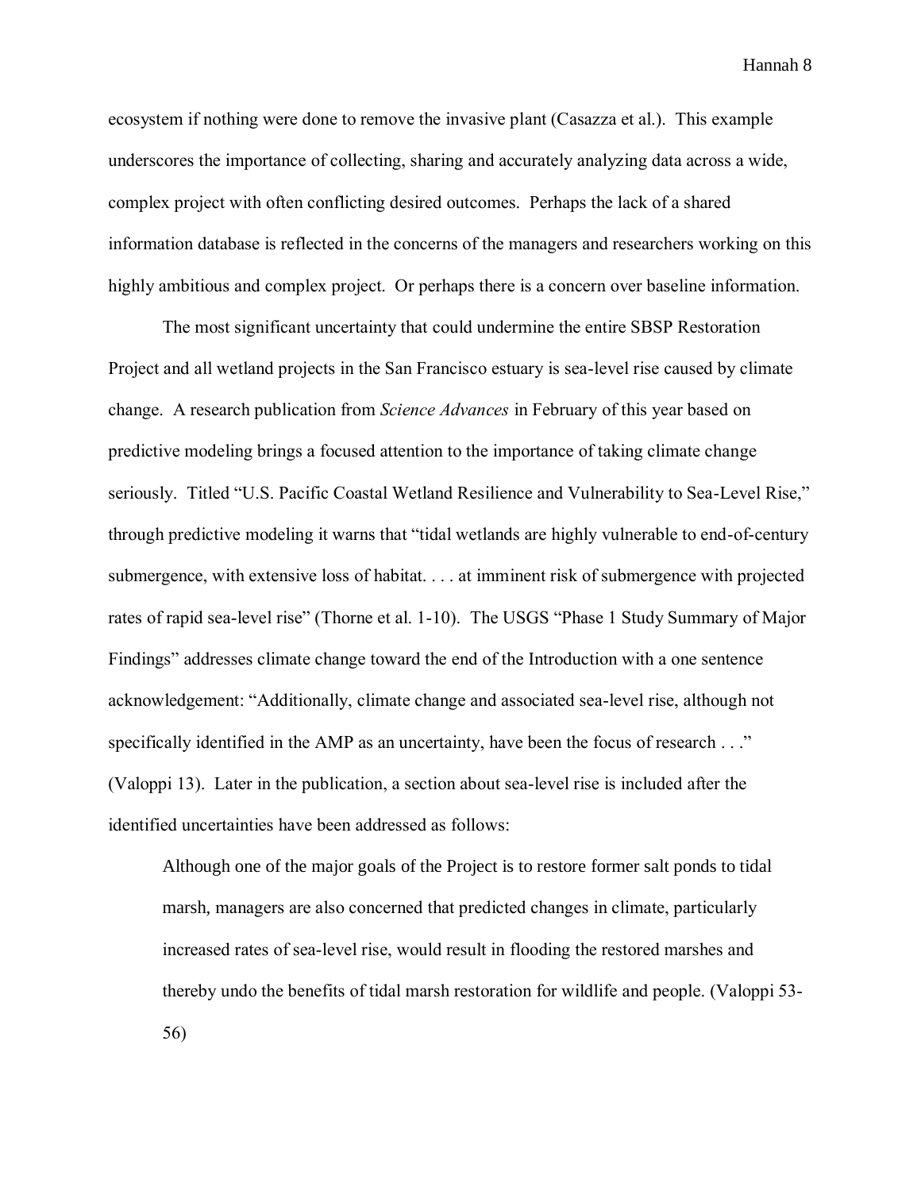ecosystem if nothing were done to remove the invasive plant (Casazza et al.). This example underscores the importance of collecting, sharing and accurately analyzing data across a wide, complex project with often conflicting desired outcomes. Perhaps the lack of a shared information database is reflected in the concerns of the managers and researchers working on this highly ambitious and complex project. Or perhaps there is a concern over baseline information.

The most significant uncertainty that could undermine the entire SBSP Restoration Project and all wetland projects in the San Francisco estuary is sea-level rise caused by climate change. A research publication from *Science Advances* in February of this year based on predictive modeling brings a focused attention to the importance of taking climate change seriously. Titled "U.S. Pacific Coastal Wetland Resilience and Vulnerability to Sea-Level Rise," through predictive modeling it warns that "tidal wetlands are highly vulnerable to end-of-century submergence, with extensive loss of habitat. . . . at imminent risk of submergence with projected rates of rapid sea-level rise" (Thorne et al. 1-10). The USGS "Phase 1 Study Summary of Major Findings" addresses climate change toward the end of the Introduction with a one sentence acknowledgement: "Additionally, climate change and associated sea-level rise, although not specifically identified in the AMP as an uncertainty, have been the focus of research . . ." (Valoppi 13). Later in the publication, a section about sea-level rise is included after the identified uncertainties have been addressed as follows:

> Although one of the major goals of the Project is to restore former salt ponds to tidal marsh, managers are also concerned that predicted changes in climate, particularly increased rates of sea-level rise, would result in flooding the restored marshes and thereby undo the benefits of tidal marsh restoration for wildlife and people. (Valoppi 53-56)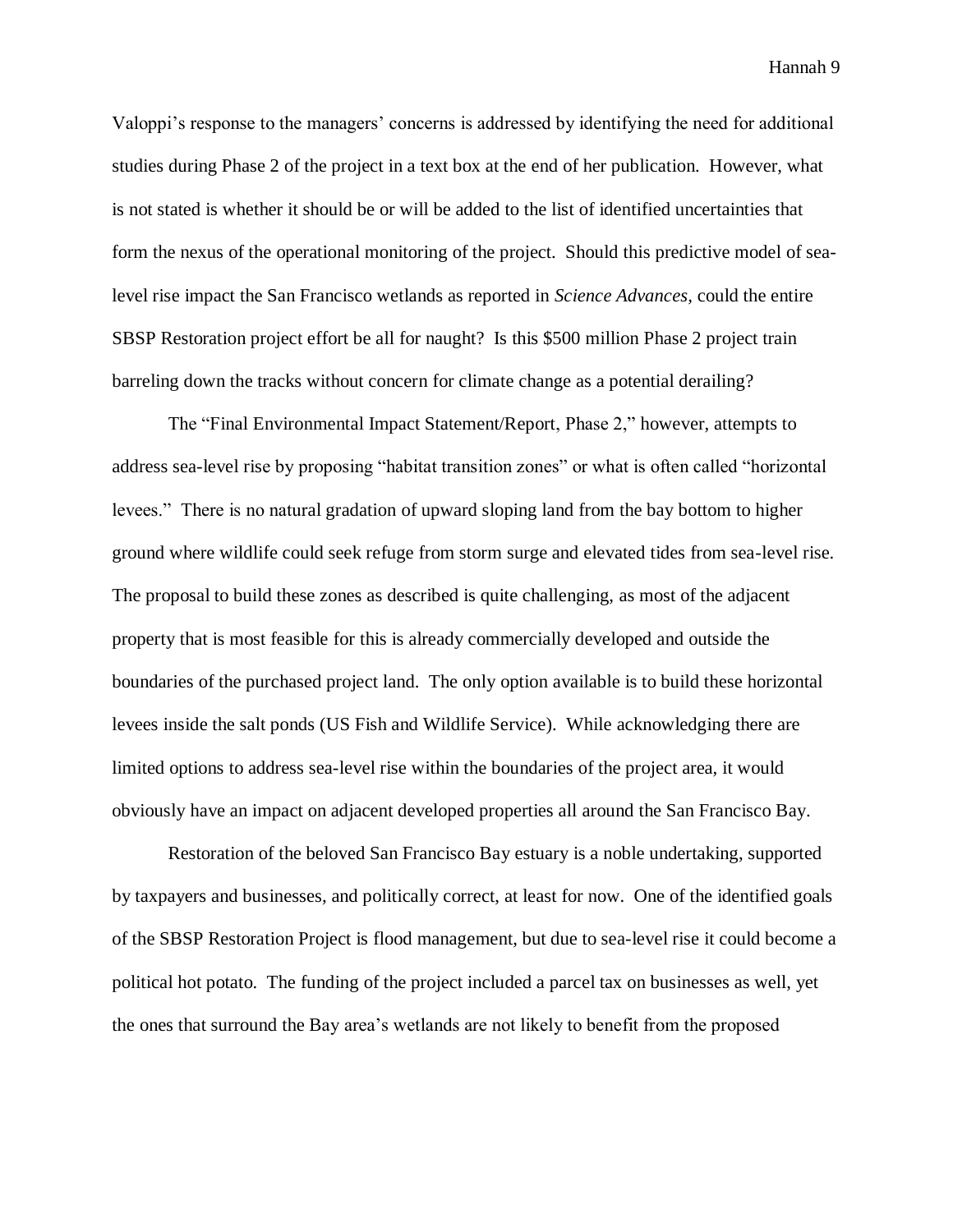Valoppi's response to the managers' concerns is addressed by identifying the need for additional studies during Phase 2 of the project in a text box at the end of her publication. However, what is not stated is whether it should be or will be added to the list of identified uncertainties that form the nexus of the operational monitoring of the project. Should this predictive model of sea-level rise impact the San Francisco wetlands as reported in *Science Advances,* could the entire SBSP Restoration project effort be all for naught? Is this $500 million Phase 2 project train barreling down the tracks without concern for climate change as a potential derailing?

The "Final Environmental Impact Statement/Report, Phase 2," however, attempts to address sea-level rise by proposing "habitat transition zones" or what is often called "horizontal levees." There is no natural gradation of upward sloping land from the bay bottom to higher ground where wildlife could seek refuge from storm surge and elevated tides from sea-level rise. The proposal to build these zones as described is quite challenging, as most of the adjacent property that is most feasible for this is already commercially developed and outside the boundaries of the purchased project land. The only option available is to build these horizontal levees inside the salt ponds (US Fish and Wildlife Service). While acknowledging there are limited options to address sea-level rise within the boundaries of the project area, it would obviously have an impact on adjacent developed properties all around the San Francisco Bay.

Restoration of the beloved San Francisco Bay estuary is a noble undertaking, supported by taxpayers and businesses, and politically correct, at least for now. One of the identified goals of the SBSP Restoration Project is flood management, but due to sea-level rise it could become a political hot potato. The funding of the project included a parcel tax on businesses as well, yet the ones that surround the Bay area's wetlands are not likely to benefit from the proposed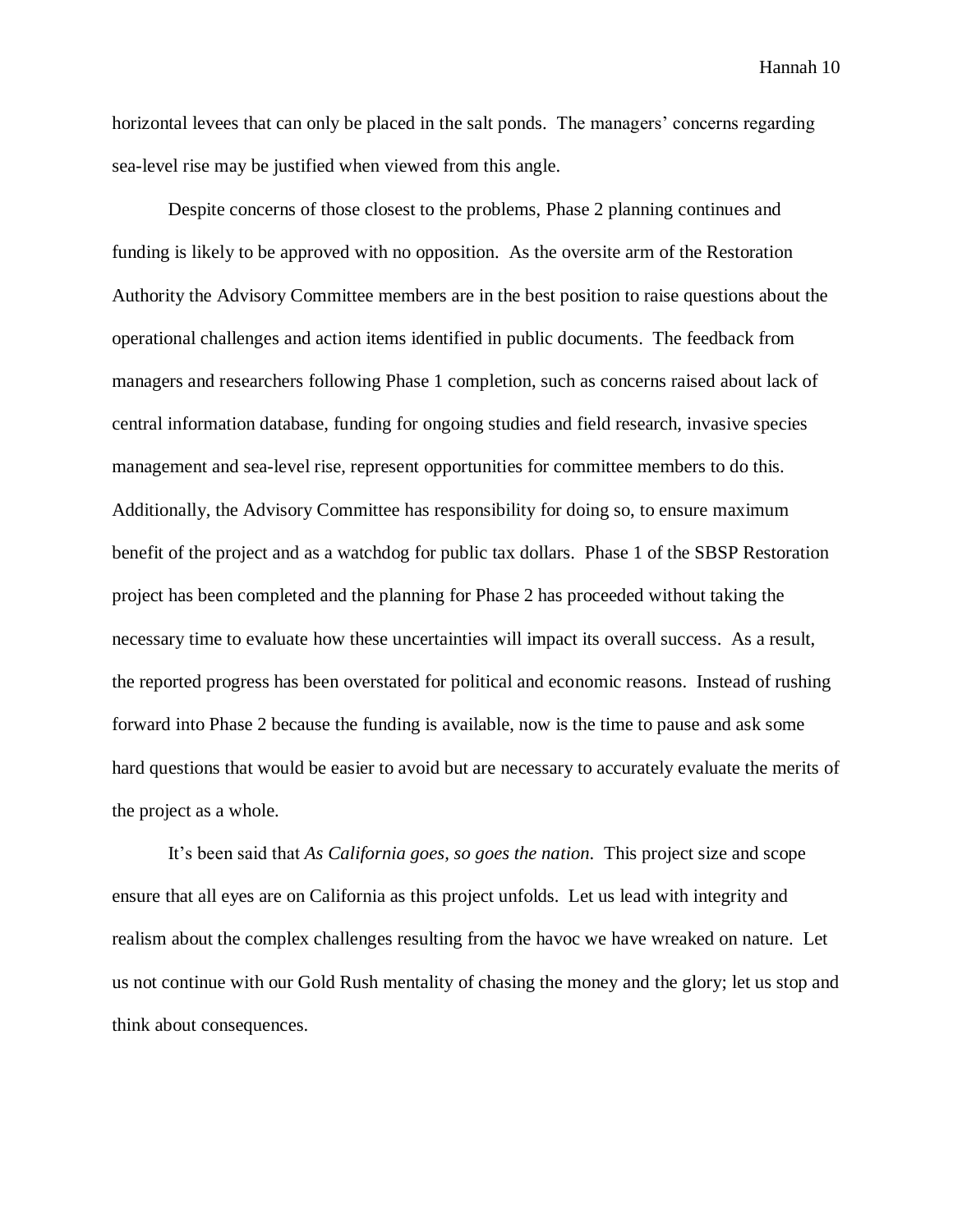horizontal levees that can only be placed in the salt ponds. The managers' concerns regarding sea-level rise may be justified when viewed from this angle.

Despite concerns of those closest to the problems, Phase 2 planning continues and funding is likely to be approved with no opposition. As the oversite arm of the Restoration Authority the Advisory Committee members are in the best position to raise questions about the operational challenges and action items identified in public documents. The feedback from managers and researchers following Phase 1 completion, such as concerns raised about lack of central information database, funding for ongoing studies and field research, invasive species management and sea-level rise, represent opportunities for committee members to do this. Additionally, the Advisory Committee has responsibility for doing so, to ensure maximum benefit of the project and as a watchdog for public tax dollars. Phase 1 of the SBSP Restoration project has been completed and the planning for Phase 2 has proceeded without taking the necessary time to evaluate how these uncertainties will impact its overall success. As a result, the reported progress has been overstated for political and economic reasons. Instead of rushing forward into Phase 2 because the funding is available, now is the time to pause and ask some hard questions that would be easier to avoid but are necessary to accurately evaluate the merits of the project as a whole.

It's been said that *As California goes, so goes the nation.* This project size and scope ensure that all eyes are on California as this project unfolds. Let us lead with integrity and realism about the complex challenges resulting from the havoc we have wreaked on nature. Let us not continue with our Gold Rush mentality of chasing the money and the glory; let us stop and think about consequences.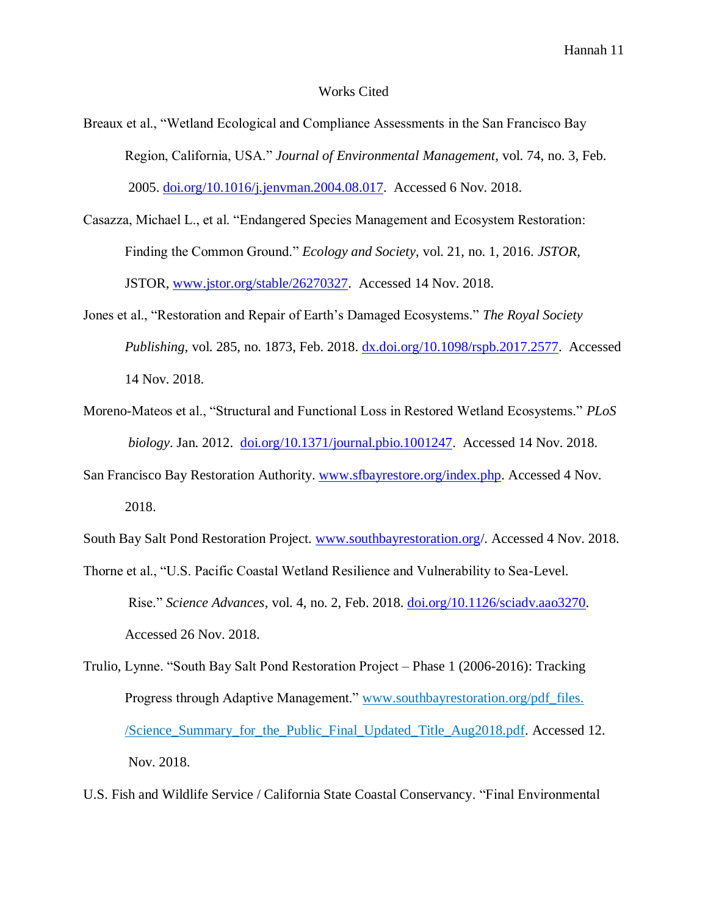# Works Cited

Breaux et al., "Wetland Ecological and Compliance Assessments in the San Francisco Bay Region, California, USA." *Journal of Environmental Management*, vol. 74, no. 3, Feb. 2005. doi.org/10.1016/j.jenvman.2004.08.017. Accessed 6 Nov. 2018.

Casazza, Michael L., et al. "Endangered Species Management and Ecosystem Restoration: Finding the Common Ground." *Ecology and Society*, vol. 21, no. 1, 2016. *JSTOR*, JSTOR, www.jstor.org/stable/26270327. Accessed 14 Nov. 2018.

Jones et al., "Restoration and Repair of Earth's Damaged Ecosystems." *The Royal Society Publishing*, vol. 285, no. 1873, Feb. 2018. dx.doi.org/10.1098/rspb.2017.2577. Accessed 14 Nov. 2018.

Moreno-Mateos et al., "Structural and Functional Loss in Restored Wetland Ecosystems." *PLoS biology*. Jan. 2012. doi.org/10.1371/journal.pbio.1001247. Accessed 14 Nov. 2018.

San Francisco Bay Restoration Authority. www.sfbayrestore.org/index.php. Accessed 4 Nov. 2018.

South Bay Salt Pond Restoration Project. www.southbayrestoration.org/. Accessed 4 Nov. 2018.

Thorne et al., "U.S. Pacific Coastal Wetland Resilience and Vulnerability to Sea-Level. Rise." *Science Advances*, vol. 4, no. 2, Feb. 2018. doi.org/10.1126/sciadv.aao3270. Accessed 26 Nov. 2018.

Trulio, Lynne. "South Bay Salt Pond Restoration Project – Phase 1 (2006-2016): Tracking Progress through Adaptive Management." www.southbayrestoration.org/pdf_files./Science_Summary_for_the_Public_Final_Updated_Title_Aug2018.pdf. Accessed 12. Nov. 2018.

U.S. Fish and Wildlife Service / California State Coastal Conservancy. "Final Environmental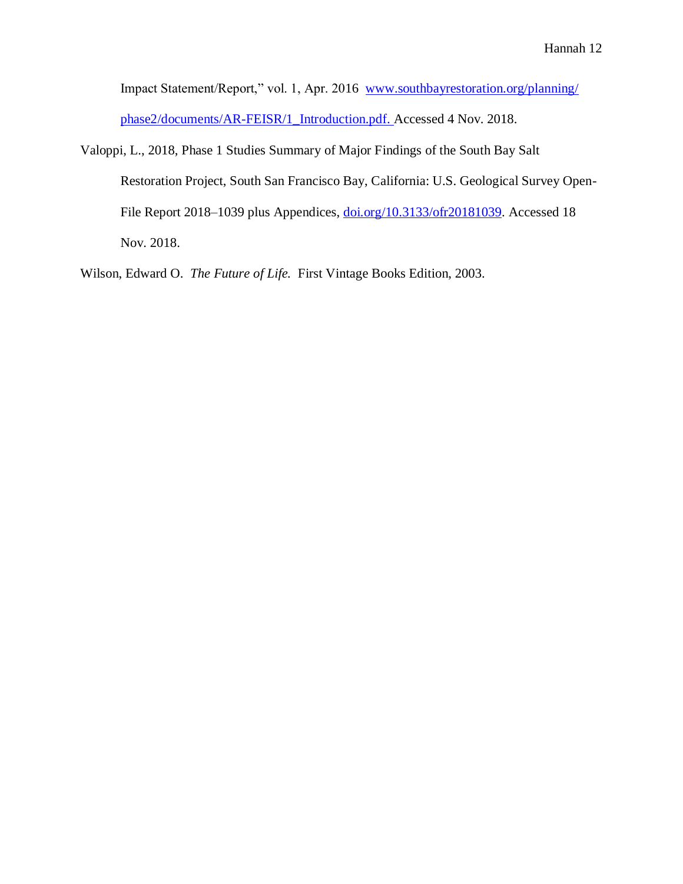Impact Statement/Report," vol. 1, Apr. 2016 [www.southbayrestoration.org/planning/phase2/documents/AR-FEISR/1_Introduction.pdf.](www.southbayrestoration.org/planning/phase2/documents/AR-FEISR/1_Introduction.pdf) Accessed 4 Nov. 2018.

Valoppi, L., 2018, Phase 1 Studies Summary of Major Findings of the South Bay Salt Restoration Project, South San Francisco Bay, California: U.S. Geological Survey Open-File Report 2018–1039 plus Appendices, [doi.org/10.3133/ofr20181039](doi.org/10.3133/ofr20181039). Accessed 18 Nov. 2018.

Wilson, Edward O. *The Future of Life.* First Vintage Books Edition, 2003.